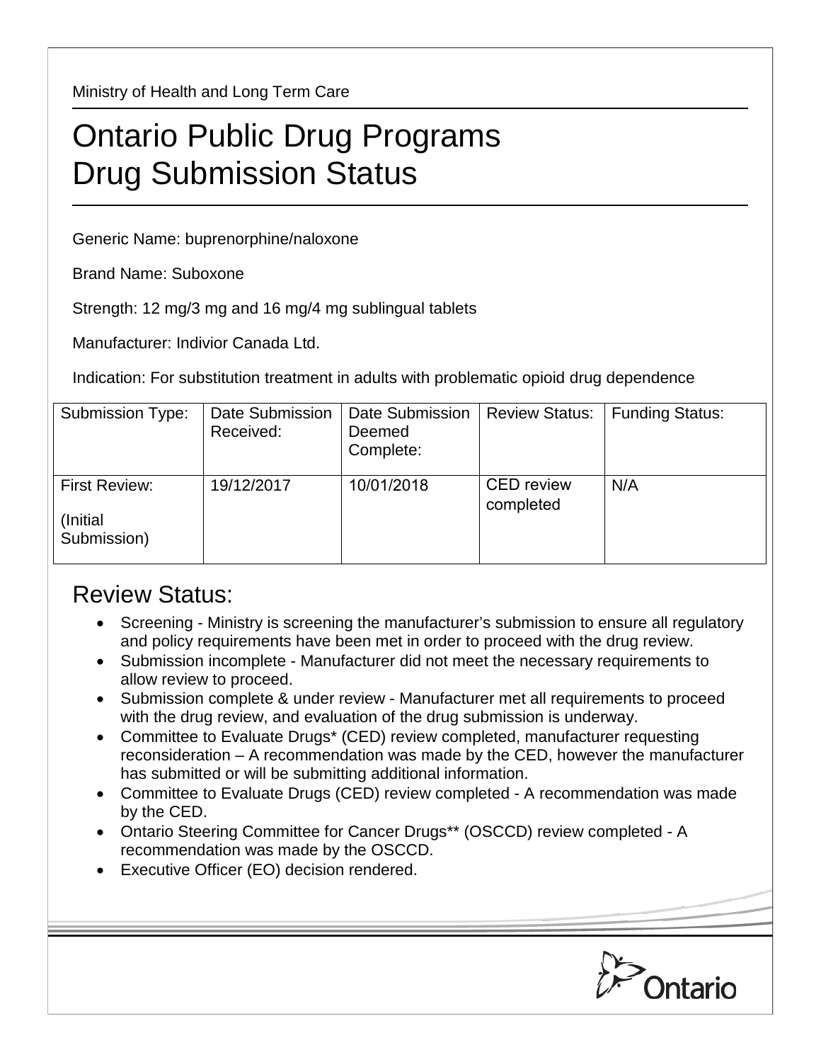Ministry of Health and Long Term Care

# Ontario Public Drug Programs Drug Submission Status

Generic Name: buprenorphine/naloxone

Brand Name: Suboxone

Strength: 12 mg/3 mg and 16 mg/4 mg sublingual tablets

Manufacturer: Indivior Canada Ltd.

Indication: For substitution treatment in adults with problematic opioid drug dependence

| Submission Type: | Date Submission Received: | Date Submission Deemed Complete: | Review Status: | Funding Status: |
| --- | --- | --- | --- | --- |
| First Review: (Initial Submission) | 19/12/2017 | 10/01/2018 | CED review completed | N/A |

## Review Status:

- Screening - Ministry is screening the manufacturer's submission to ensure all regulatory and policy requirements have been met in order to proceed with the drug review.
- Submission incomplete - Manufacturer did not meet the necessary requirements to allow review to proceed.
- Submission complete & under review - Manufacturer met all requirements to proceed with the drug review, and evaluation of the drug submission is underway.
- Committee to Evaluate Drugs* (CED) review completed, manufacturer requesting reconsideration – A recommendation was made by the CED, however the manufacturer has submitted or will be submitting additional information.
- Committee to Evaluate Drugs (CED) review completed - A recommendation was made by the CED.
- Ontario Steering Committee for Cancer Drugs** (OSCCD) review completed - A recommendation was made by the OSCCD.
- Executive Officer (EO) decision rendered.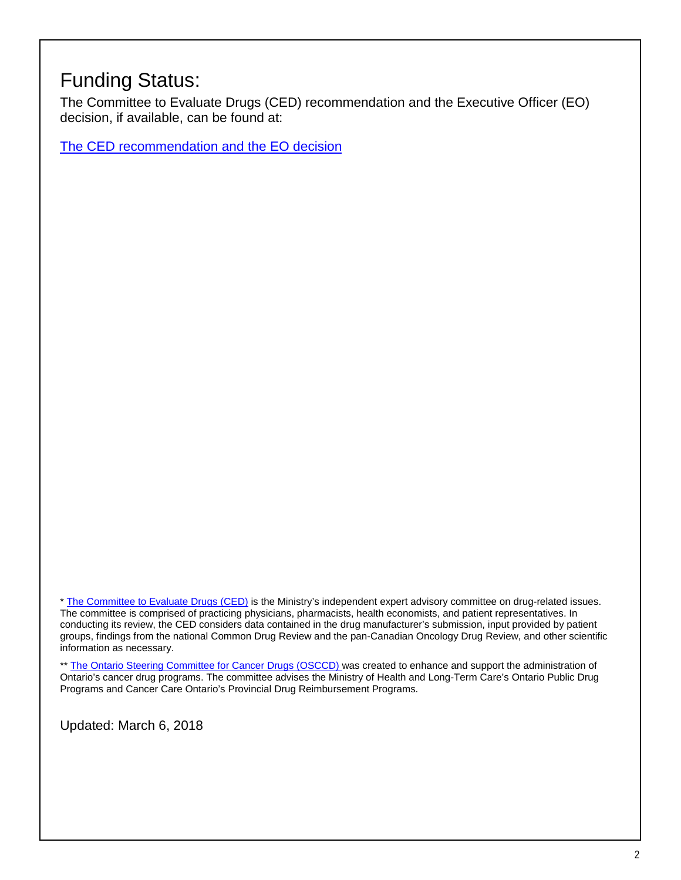# Funding Status:

The Committee to Evaluate Drugs (CED) recommendation and the Executive Officer (EO) decision, if available, can be found at:

The CED recommendation and the EO decision

* The Committee to Evaluate Drugs (CED) is the Ministry's independent expert advisory committee on drug-related issues. The committee is comprised of practicing physicians, pharmacists, health economists, and patient representatives. In conducting its review, the CED considers data contained in the drug manufacturer's submission, input provided by patient groups, findings from the national Common Drug Review and the pan-Canadian Oncology Drug Review, and other scientific information as necessary.

** The Ontario Steering Committee for Cancer Drugs (OSCCD) was created to enhance and support the administration of Ontario's cancer drug programs. The committee advises the Ministry of Health and Long-Term Care's Ontario Public Drug Programs and Cancer Care Ontario's Provincial Drug Reimbursement Programs.

Updated: March 6, 2018